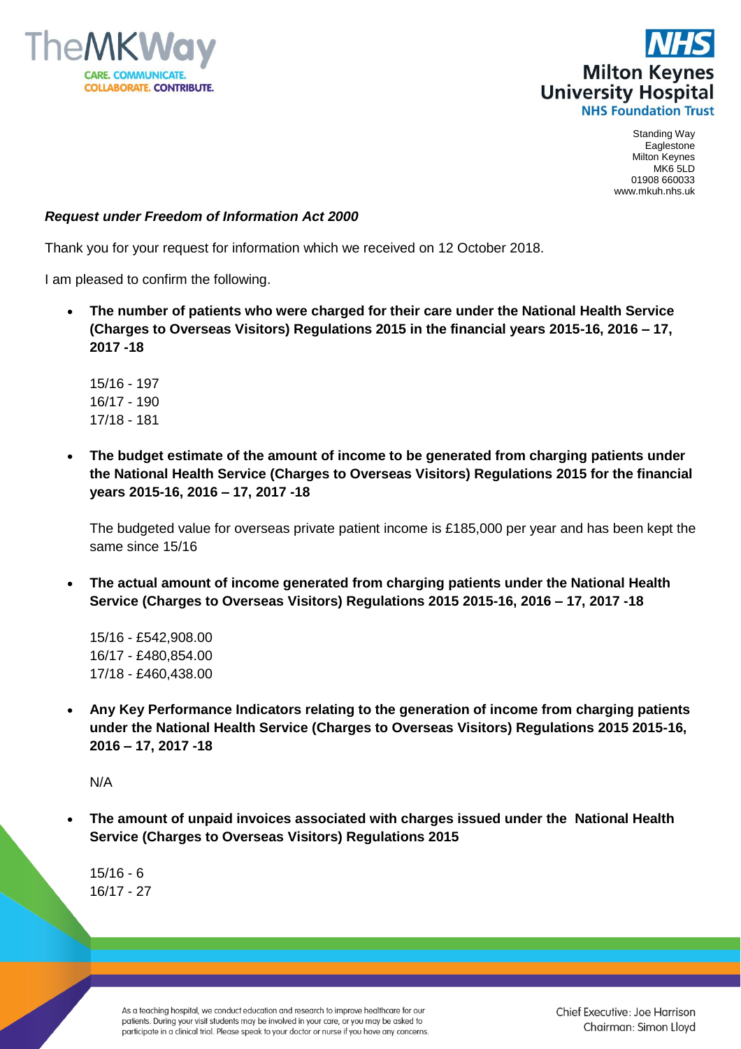TheMKWay

CARE. COMMUNICATE. COLLABORATE. CONTRIBUTE.

NHS

Milton Keynes University Hospital

NHS Foundation Trust

Standing Way
Eaglestone
Milton Keynes
MK6 5LD
01908 660033
www.mkuh.nhs.uk

***Request under Freedom of Information Act 2000***

Thank you for your request for information which we received on 12 October 2018.

I am pleased to confirm the following.

- **The number of patients who were charged for their care under the National Health Service (Charges to Overseas Visitors) Regulations 2015 in the financial years 2015-16, 2016 – 17, 2017 -18**

  15/16 - 197
  16/17 - 190
  17/18 - 181

- **The budget estimate of the amount of income to be generated from charging patients under the National Health Service (Charges to Overseas Visitors) Regulations 2015 for the financial years 2015-16, 2016 – 17, 2017 -18**

  The budgeted value for overseas private patient income is £185,000 per year and has been kept the same since 15/16

- **The actual amount of income generated from charging patients under the National Health Service (Charges to Overseas Visitors) Regulations 2015 2015-16, 2016 – 17, 2017 -18**

  15/16 - £542,908.00
  16/17 - £480,854.00
  17/18 - £460,438.00

- **Any Key Performance Indicators relating to the generation of income from charging patients under the National Health Service (Charges to Overseas Visitors) Regulations 2015 2015-16, 2016 – 17, 2017 -18**

  N/A

- **The amount of unpaid invoices associated with charges issued under the National Health Service (Charges to Overseas Visitors) Regulations 2015**

  15/16 - 6
  16/17 - 27

As a teaching hospital, we conduct education and research to improve healthcare for our patients. During your visit students may be involved in your care, or you may be asked to participate in a clinical trial. Please speak to your doctor or nurse if you have any concerns.

Chief Executive: Joe Harrison
Chairman: Simon Lloyd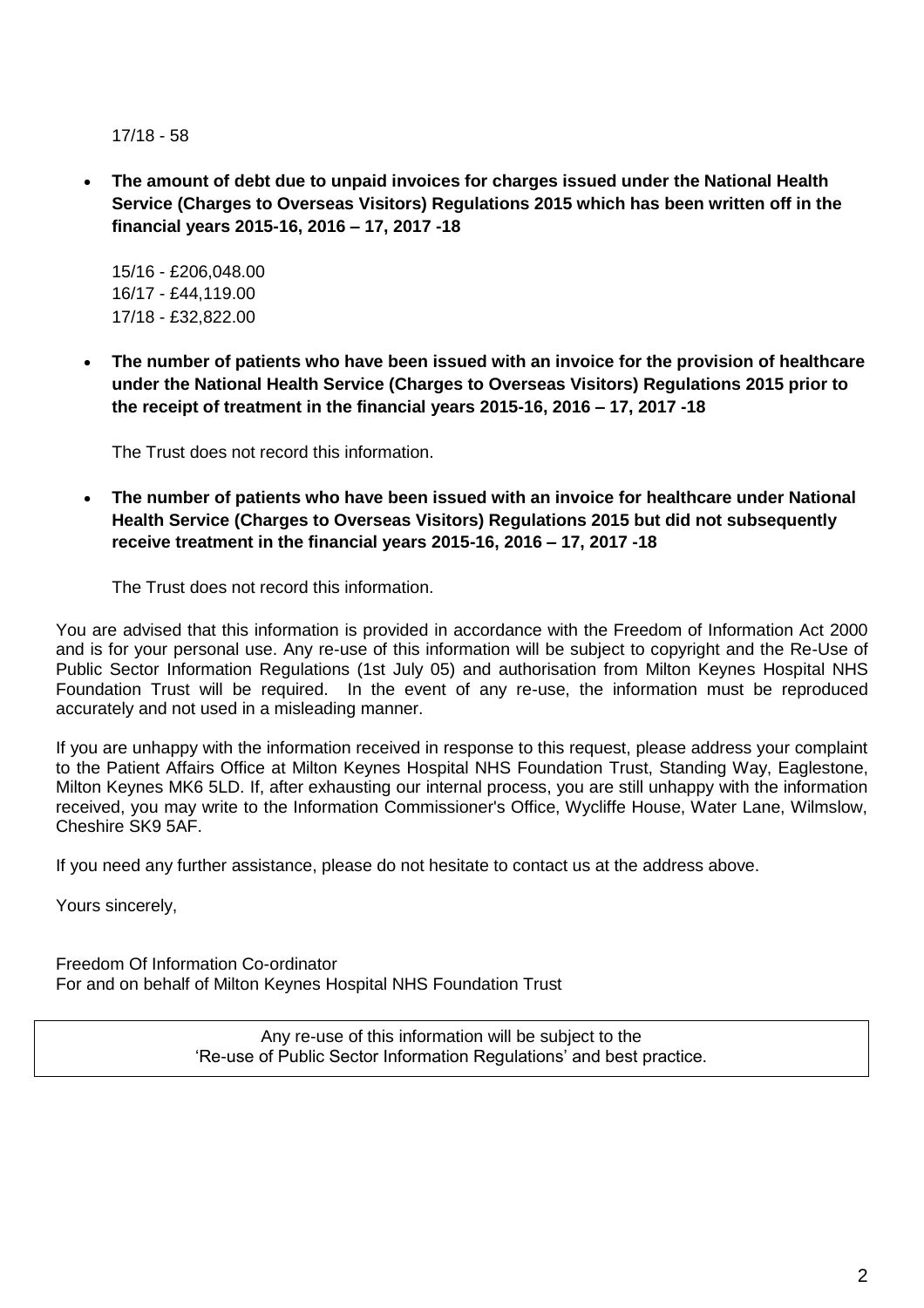17/18 - 58

- **The amount of debt due to unpaid invoices for charges issued under the National Health Service (Charges to Overseas Visitors) Regulations 2015 which has been written off in the financial years 2015-16, 2016 – 17, 2017 -18**

  15/16 - £206,048.00
  16/17 - £44,119.00
  17/18 - £32,822.00

- **The number of patients who have been issued with an invoice for the provision of healthcare under the National Health Service (Charges to Overseas Visitors) Regulations 2015 prior to the receipt of treatment in the financial years 2015-16, 2016 – 17, 2017 -18**

  The Trust does not record this information.

- **The number of patients who have been issued with an invoice for healthcare under National Health Service (Charges to Overseas Visitors) Regulations 2015 but did not subsequently receive treatment in the financial years 2015-16, 2016 – 17, 2017 -18**

  The Trust does not record this information.

You are advised that this information is provided in accordance with the Freedom of Information Act 2000 and is for your personal use. Any re-use of this information will be subject to copyright and the Re-Use of Public Sector Information Regulations (1st July 05) and authorisation from Milton Keynes Hospital NHS Foundation Trust will be required. In the event of any re-use, the information must be reproduced accurately and not used in a misleading manner.

If you are unhappy with the information received in response to this request, please address your complaint to the Patient Affairs Office at Milton Keynes Hospital NHS Foundation Trust, Standing Way, Eaglestone, Milton Keynes MK6 5LD. If, after exhausting our internal process, you are still unhappy with the information received, you may write to the Information Commissioner's Office, Wycliffe House, Water Lane, Wilmslow, Cheshire SK9 5AF.

If you need any further assistance, please do not hesitate to contact us at the address above.

Yours sincerely,

Freedom Of Information Co-ordinator
For and on behalf of Milton Keynes Hospital NHS Foundation Trust

Any re-use of this information will be subject to the
'Re-use of Public Sector Information Regulations' and best practice.